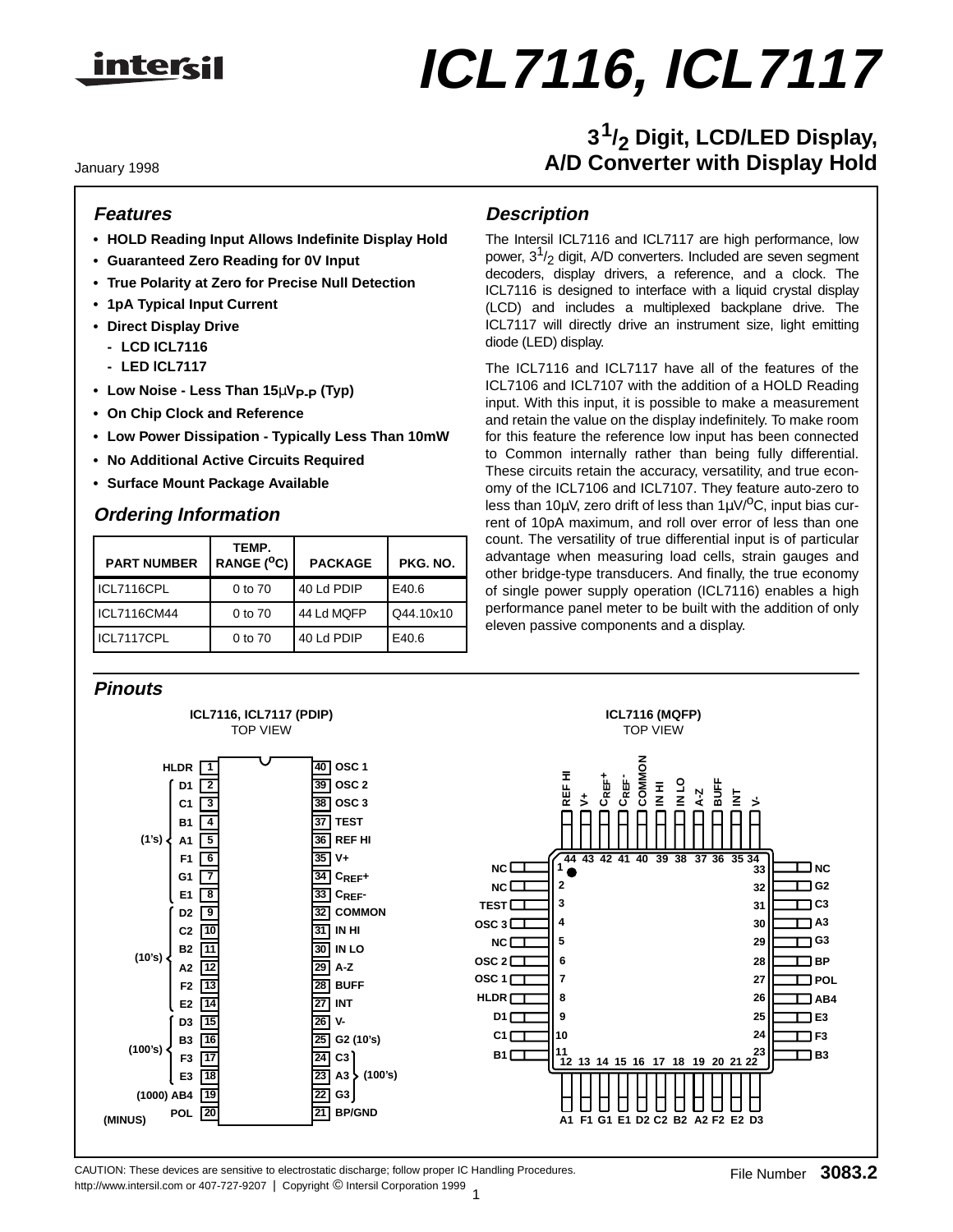# ICL7116, ICL7117

## 3 1/2 Digit, LCD/LED Display, A/D Converter with Display Hold

January 1998

### Features

- HOLD Reading Input Allows Indefinite Display Hold
- Guaranteed Zero Reading for 0V Input
- True Polarity at Zero for Precise Null Detection
- 1pA Typical Input Current
- Direct Display Drive
  - LCD ICL7116
  - LED ICL7117
- Low Noise - Less Than 15μ$V_{P-P}$ (Typ)
- On Chip Clock and Reference
- Low Power Dissipation - Typically Less Than 10mW
- No Additional Active Circuits Required
- Surface Mount Package Available

### Ordering Information

| PART NUMBER | TEMP. RANGE (°C) | PACKAGE | PKG. NO. |
|---|---|---|---|
| ICL7116CPL | 0 to 70 | 40 Ld PDIP | E40.6 |
| ICL7116CM44 | 0 to 70 | 44 Ld MQFP | Q44.10x10 |
| ICL7117CPL | 0 to 70 | 40 Ld PDIP | E40.6 |

### Description

The Intersil ICL7116 and ICL7117 are high performance, low power, 3 1/2 digit, A/D converters. Included are seven segment decoders, display drivers, a reference, and a clock. The ICL7116 is designed to interface with a liquid crystal display (LCD) and includes a multiplexed backplane drive. The ICL7117 will directly drive an instrument size, light emitting diode (LED) display.

The ICL7116 and ICL7117 have all of the features of the ICL7106 and ICL7107 with the addition of a HOLD Reading input. With this input, it is possible to make a measurement and retain the value on the display indefinitely. To make room for this feature the reference low input has been connected to Common internally rather than being fully differential. These circuits retain the accuracy, versatility, and true economy of the ICL7106 and ICL7107. They feature auto-zero to less than 10μV, zero drift of less than 1μV/°C, input bias current of 10pA maximum, and roll over error of less than one count. The versatility of true differential input is of particular advantage when measuring load cells, strain gauges and other bridge-type transducers. And finally, the true economy of single power supply operation (ICL7116) enables a high performance panel meter to be built with the addition of only eleven passive components and a display.

### Pinouts

**ICL7116, ICL7117 (PDIP)**
TOP VIEW

| Pin | Name | Group | | Pin | Name | Group |
|---|---|---|---|---|---|---|
| 1 | HLDR | | | 40 | OSC 1 | |
| 2 | D1 | (1's) | | 39 | OSC 2 | |
| 3 | C1 | (1's) | | 38 | OSC 3 | |
| 4 | B1 | (1's) | | 37 | TEST | |
| 5 | A1 | (1's) | | 36 | REF HI | |
| 6 | F1 | (1's) | | 35 | V+ | |
| 7 | G1 | (1's) | | 34 | $C_{REF}^+$ | |
| 8 | E1 | (1's) | | 33 | $C_{REF}^-$ | |
| 9 | D2 | (10's) | | 32 | COMMON | |
| 10 | C2 | (10's) | | 31 | IN HI | |
| 11 | B2 | (10's) | | 30 | IN LO | |
| 12 | A2 | (10's) | | 29 | A-Z | |
| 13 | F2 | (10's) | | 28 | BUFF | |
| 14 | E2 | (10's) | | 27 | INT | |
| 15 | D3 | (100's) | | 26 | V- | |
| 16 | B3 | (100's) | | 25 | G2 (10's) | |
| 17 | F3 | (100's) | | 24 | C3 | (100's) |
| 18 | E3 | (100's) | | 23 | A3 | (100's) |
| 19 | AB4 | (1000) | | 22 | G3 | (100's) |
| 20 | POL | (MINUS) | | 21 | BP/GND | |

**ICL7116 (MQFP)**
TOP VIEW

| Pin | Name | | Pin | Name | | Pin | Name | | Pin | Name |
|---|---|---|---|---|---|---|---|---|---|---|
| 1 | NC | | 12 | A1 | | 23 | B3 | | 34 | V- |
| 2 | NC | | 13 | F1 | | 24 | F3 | | 35 | INT |
| 3 | TEST | | 14 | G1 | | 25 | E3 | | 36 | BUFF |
| 4 | OSC 3 | | 15 | E1 | | 26 | AB4 | | 37 | A-Z |
| 5 | NC | | 16 | D2 | | 27 | POL | | 38 | IN LO |
| 6 | OSC 2 | | 17 | C2 | | 28 | BP | | 39 | IN HI |
| 7 | OSC 1 | | 18 | B2 | | 29 | G3 | | 40 | COMMON |
| 8 | HLDR | | 19 | A2 | | 30 | A3 | | 41 | $C_{REF}^-$ |
| 9 | D1 | | 20 | F2 | | 31 | C3 | | 42 | $C_{REF}^+$ |
| 10 | C1 | | 21 | E2 | | 32 | G2 | | 43 | V+ |
| 11 | B1 | | 22 | D3 | | 33 | NC | | 44 | REF HI |

CAUTION: These devices are sensitive to electrostatic discharge; follow proper IC Handling Procedures.
http://www.intersil.com or 407-727-9207 | Copyright © Intersil Corporation 1999

File Number 3083.2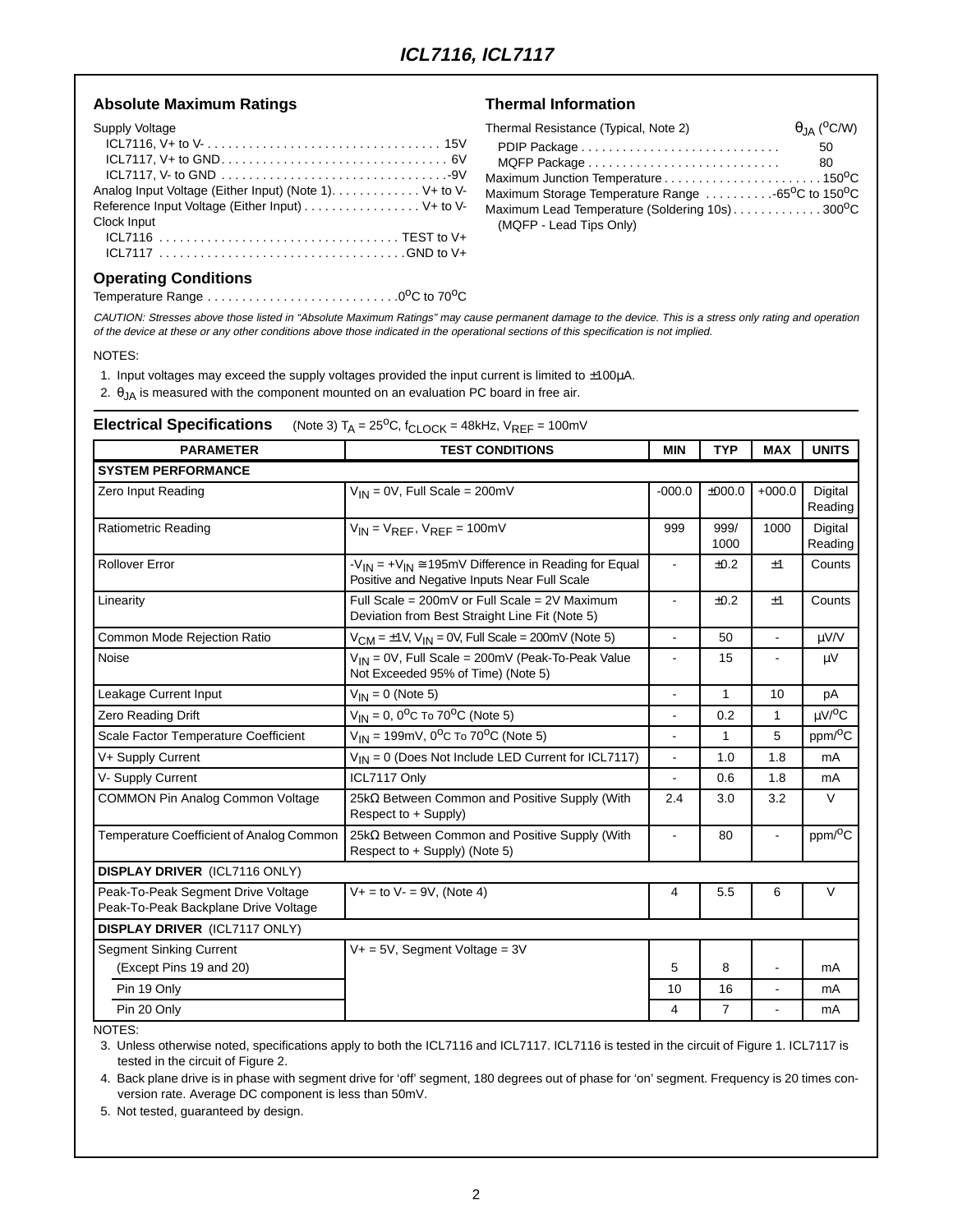## Absolute Maximum Ratings

Supply Voltage

- ICL7116, V+ to V- . . . . . . . . . . . . . . . . . . . . . . . . . . . . . . . . . . 15V
- ICL7117, V+ to GND . . . . . . . . . . . . . . . . . . . . . . . . . . . . . . . . 6V
- ICL7117, V- to GND . . . . . . . . . . . . . . . . . . . . . . . . . . . . . . . . -9V

Analog Input Voltage (Either Input) (Note 1). . . . . . . . . . . . V+ to V-

Reference Input Voltage (Either Input) . . . . . . . . . . . . . . . . V+ to V-

Clock Input

- ICL7116 . . . . . . . . . . . . . . . . . . . . . . . . . . . . . . . . . . TEST to V+
- ICL7117 . . . . . . . . . . . . . . . . . . . . . . . . . . . . . . . . . . GND to V+

## Operating Conditions

Temperature Range . . . . . . . . . . . . . . . . . . . . . . . . . . . $0^oC$ to $70^oC$

## Thermal Information

| Thermal Resistance (Typical, Note 2) | $\theta_{JA}$ ($^oC/W$) |
|---|---|
| PDIP Package | 50 |
| MQFP Package | 80 |

Maximum Junction Temperature . . . . . . . . . . . . . . . . . . . . . . $150^oC$

Maximum Storage Temperature Range . . . . . . . . . . $-65^oC$ to $150^oC$

Maximum Lead Temperature (Soldering 10s) . . . . . . . . . . . . $300^oC$
(MQFP - Lead Tips Only)

*CAUTION: Stresses above those listed in "Absolute Maximum Ratings" may cause permanent damage to the device. This is a stress only rating and operation of the device at these or any other conditions above those indicated in the operational sections of this specification is not implied.*

NOTES:

1. Input voltages may exceed the supply voltages provided the input current is limited to ±100µA.
2. $\theta_{JA}$ is measured with the component mounted on an evaluation PC board in free air.

## Electrical Specifications (Note 3) $T_A = 25^oC$, $f_{CLOCK} = 48kHz$, $V_{REF} = 100mV$

| PARAMETER | TEST CONDITIONS | MIN | TYP | MAX | UNITS |
|---|---|---|---|---|---|
| **SYSTEM PERFORMANCE** | | | | | |
| Zero Input Reading | $V_{IN}$ = 0V, Full Scale = 200mV | -000.0 | ±000.0 | +000.0 | Digital Reading |
| Ratiometric Reading | $V_{IN} = V_{REF}$, $V_{REF}$ = 100mV | 999 | 999/1000 | 1000 | Digital Reading |
| Rollover Error | $-V_{IN} = +V_{IN} \cong 195mV$ Difference in Reading for Equal Positive and Negative Inputs Near Full Scale | - | ±0.2 | ±1 | Counts |
| Linearity | Full Scale = 200mV or Full Scale = 2V Maximum Deviation from Best Straight Line Fit (Note 5) | - | ±0.2 | ±1 | Counts |
| Common Mode Rejection Ratio | $V_{CM}$ = ±1V, $V_{IN}$ = 0V, Full Scale = 200mV (Note 5) | - | 50 | - | µV/V |
| Noise | $V_{IN}$ = 0V, Full Scale = 200mV (Peak-To-Peak Value Not Exceeded 95% of Time) (Note 5) | - | 15 | - | µV |
| Leakage Current Input | $V_{IN}$ = 0 (Note 5) | - | 1 | 10 | pA |
| Zero Reading Drift | $V_{IN}$ = 0, $0^oC$ To $70^oC$ (Note 5) | - | 0.2 | 1 | µV/$^oC$ |
| Scale Factor Temperature Coefficient | $V_{IN}$ = 199mV, $0^oC$ To $70^oC$ (Note 5) | - | 1 | 5 | ppm/$^oC$ |
| V+ Supply Current | $V_{IN}$ = 0 (Does Not Include LED Current for ICL7117) | - | 1.0 | 1.8 | mA |
| V- Supply Current | ICL7117 Only | - | 0.6 | 1.8 | mA |
| COMMON Pin Analog Common Voltage | 25kΩ Between Common and Positive Supply (With Respect to + Supply) | 2.4 | 3.0 | 3.2 | V |
| Temperature Coefficient of Analog Common | 25kΩ Between Common and Positive Supply (With Respect to + Supply) (Note 5) | - | 80 | - | ppm/$^oC$ |
| **DISPLAY DRIVER** (ICL7116 ONLY) | | | | | |
| Peak-To-Peak Segment Drive Voltage Peak-To-Peak Backplane Drive Voltage | V+ = to V- = 9V, (Note 4) | 4 | 5.5 | 6 | V |
| **DISPLAY DRIVER** (ICL7117 ONLY) | | | | | |
| Segment Sinking Current (Except Pins 19 and 20) | V+ = 5V, Segment Voltage = 3V | 5 | 8 | - | mA |
| Pin 19 Only | | 10 | 16 | - | mA |
| Pin 20 Only | | 4 | 7 | - | mA |

NOTES:

3. Unless otherwise noted, specifications apply to both the ICL7116 and ICL7117. ICL7116 is tested in the circuit of Figure 1. ICL7117 is tested in the circuit of Figure 2.
4. Back plane drive is in phase with segment drive for 'off' segment, 180 degrees out of phase for 'on' segment. Frequency is 20 times conversion rate. Average DC component is less than 50mV.
5. Not tested, guaranteed by design.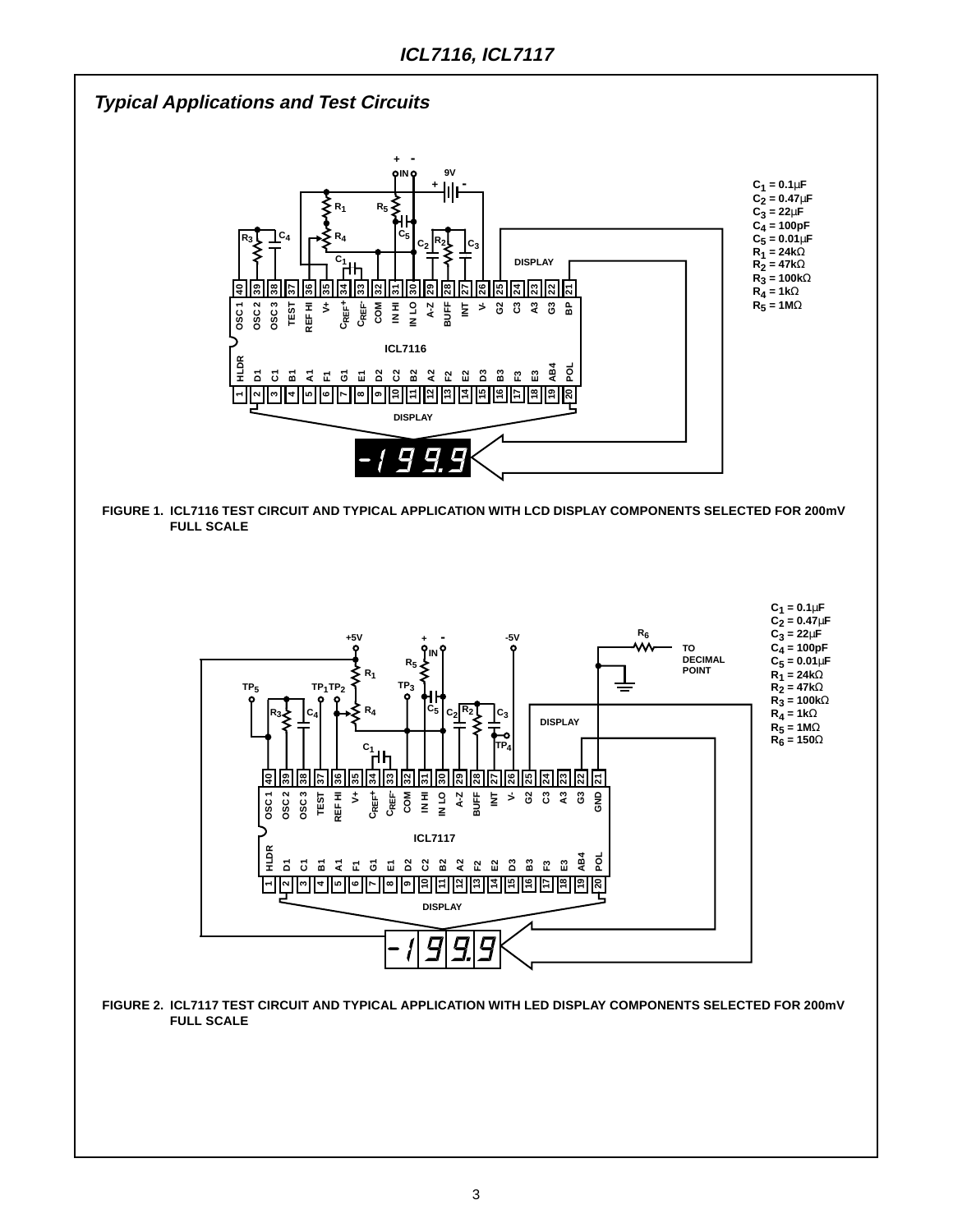## Typical Applications and Test Circuits

$C_1 = 0.1\mu F$
$C_2 = 0.47\mu F$
$C_3 = 22\mu F$
$C_4 = 100pF$
$C_5 = 0.01\mu F$
$R_1 = 24k\Omega$
$R_2 = 47k\Omega$
$R_3 = 100k\Omega$
$R_4 = 1k\Omega$
$R_5 = 1M\Omega$

FIGURE 1. ICL7116 TEST CIRCUIT AND TYPICAL APPLICATION WITH LCD DISPLAY COMPONENTS SELECTED FOR 200mV FULL SCALE

$C_1 = 0.1\mu F$
$C_2 = 0.47\mu F$
$C_3 = 22\mu F$
$C_4 = 100pF$
$C_5 = 0.01\mu F$
$R_1 = 24k\Omega$
$R_2 = 47k\Omega$
$R_3 = 100k\Omega$
$R_4 = 1k\Omega$
$R_5 = 1M\Omega$
$R_6 = 150\Omega$

FIGURE 2. ICL7117 TEST CIRCUIT AND TYPICAL APPLICATION WITH LED DISPLAY COMPONENTS SELECTED FOR 200mV FULL SCALE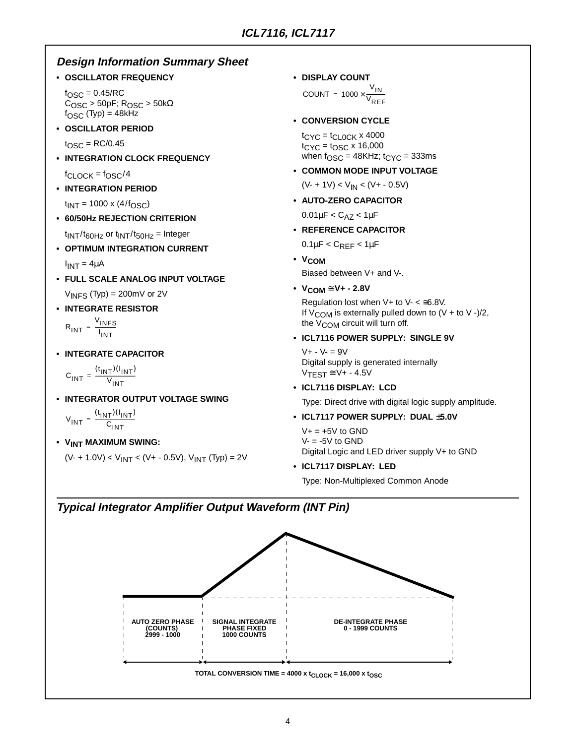## Design Information Summary Sheet

- **OSCILLATOR FREQUENCY**

  $f_{OSC} = 0.45/RC$
  $C_{OSC} > 50pF$; $R_{OSC} > 50k\Omega$
  $f_{OSC}$ (Typ) = 48kHz

- **OSCILLATOR PERIOD**

  $t_{OSC} = RC/0.45$

- **INTEGRATION CLOCK FREQUENCY**

  $f_{CLOCK} = f_{OSC}/4$

- **INTEGRATION PERIOD**

  $t_{INT} = 1000 \times (4/f_{OSC})$

- **60/50Hz REJECTION CRITERION**

  $t_{INT}/t_{60Hz}$ or $t_{INT}/t_{50Hz}$ = Integer

- **OPTIMUM INTEGRATION CURRENT**

  $I_{INT} = 4\mu A$

- **FULL SCALE ANALOG INPUT VOLTAGE**

  $V_{INFS}$ (Typ) = 200mV or 2V

- **INTEGRATE RESISTOR**

  $$R_{INT} = \frac{V_{INFS}}{I_{INT}}$$

- **INTEGRATE CAPACITOR**

  $$C_{INT} = \frac{(t_{INT})(I_{INT})}{V_{INT}}$$

- **INTEGRATOR OUTPUT VOLTAGE SWING**

  $$V_{INT} = \frac{(t_{INT})(I_{INT})}{C_{INT}}$$

- **$V_{INT}$ MAXIMUM SWING:**

  $(V- + 1.0V) < V_{INT} < (V+ - 0.5V)$, $V_{INT}$ (Typ) = 2V

- **DISPLAY COUNT**

  $$\text{COUNT} = 1000 \times \frac{V_{IN}}{V_{REF}}$$

- **CONVERSION CYCLE**

  $t_{CYC} = t_{CLOCK} \times 4000$
  $t_{CYC} = t_{OSC} \times 16,000$
  when $f_{OSC}$ = 48KHz; $t_{CYC}$ = 333ms

- **COMMON MODE INPUT VOLTAGE**

  $(V- + 1V) < V_{IN} < (V+ - 0.5V)$

- **AUTO-ZERO CAPACITOR**

  $0.01\mu F < C_{AZ} < 1\mu F$

- **REFERENCE CAPACITOR**

  $0.1\mu F < C_{REF} < 1\mu F$

- **$V_{COM}$**

  Biased between V+ and V-.

- **$V_{COM} \cong V+ - 2.8V$**

  Regulation lost when V+ to V- < ≅6.8V.
  If $V_{COM}$ is externally pulled down to (V + to V -)/2, the $V_{COM}$ circuit will turn off.

- **ICL7116 POWER SUPPLY: SINGLE 9V**

  V+ - V- = 9V
  Digital supply is generated internally
  $V_{TEST} \cong V+ - 4.5V$

- **ICL7116 DISPLAY: LCD**

  Type: Direct drive with digital logic supply amplitude.

- **ICL7117 POWER SUPPLY: DUAL ±5.0V**

  V+ = +5V to GND
  V- = -5V to GND
  Digital Logic and LED driver supply V+ to GND

- **ICL7117 DISPLAY: LED**

  Type: Non-Multiplexed Common Anode

## Typical Integrator Amplifier Output Waveform (INT Pin)

AUTO ZERO PHASE (COUNTS) 2999 - 1000 | SIGNAL INTEGRATE PHASE FIXED 1000 COUNTS | DE-INTEGRATE PHASE 0 - 1999 COUNTS

TOTAL CONVERSION TIME = 4000 x $t_{CLOCK}$ = 16,000 x $t_{OSC}$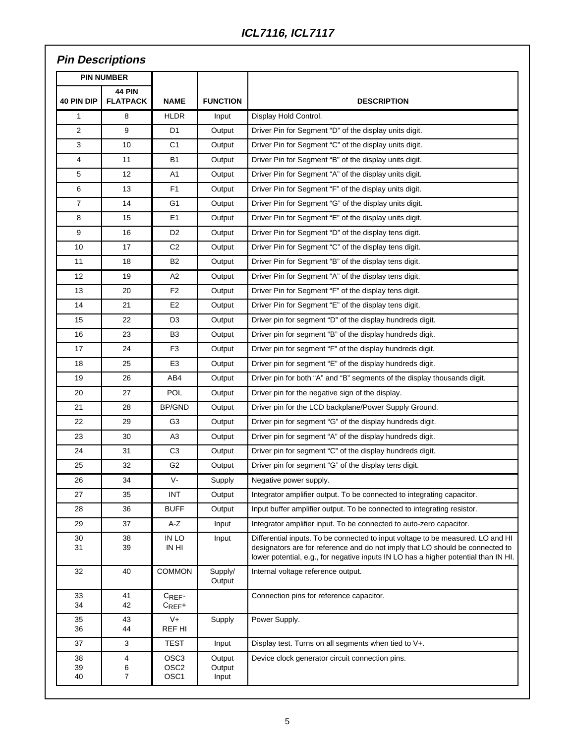## Pin Descriptions

| PIN NUMBER | | | | |
|---|---|---|---|---|
| 40 PIN DIP | 44 PIN FLATPACK | NAME | FUNCTION | DESCRIPTION |
| 1 | 8 | HLDR | Input | Display Hold Control. |
| 2 | 9 | D1 | Output | Driver Pin for Segment “D” of the display units digit. |
| 3 | 10 | C1 | Output | Driver Pin for Segment “C” of the display units digit. |
| 4 | 11 | B1 | Output | Driver Pin for Segment “B” of the display units digit. |
| 5 | 12 | A1 | Output | Driver Pin for Segment “A” of the display units digit. |
| 6 | 13 | F1 | Output | Driver Pin for Segment “F” of the display units digit. |
| 7 | 14 | G1 | Output | Driver Pin for Segment “G” of the display units digit. |
| 8 | 15 | E1 | Output | Driver Pin for Segment “E” of the display units digit. |
| 9 | 16 | D2 | Output | Driver Pin for Segment “D” of the display tens digit. |
| 10 | 17 | C2 | Output | Driver Pin for Segment “C” of the display tens digit. |
| 11 | 18 | B2 | Output | Driver Pin for Segment “B” of the display tens digit. |
| 12 | 19 | A2 | Output | Driver Pin for Segment “A” of the display tens digit. |
| 13 | 20 | F2 | Output | Driver Pin for Segment “F” of the display tens digit. |
| 14 | 21 | E2 | Output | Driver Pin for Segment “E” of the display tens digit. |
| 15 | 22 | D3 | Output | Driver pin for segment “D” of the display hundreds digit. |
| 16 | 23 | B3 | Output | Driver pin for segment “B” of the display hundreds digit. |
| 17 | 24 | F3 | Output | Driver pin for segment “F” of the display hundreds digit. |
| 18 | 25 | E3 | Output | Driver pin for segment “E” of the display hundreds digit. |
| 19 | 26 | AB4 | Output | Driver pin for both “A” and “B” segments of the display thousands digit. |
| 20 | 27 | POL | Output | Driver pin for the negative sign of the display. |
| 21 | 28 | BP/GND | Output | Driver pin for the LCD backplane/Power Supply Ground. |
| 22 | 29 | G3 | Output | Driver pin for segment “G” of the display hundreds digit. |
| 23 | 30 | A3 | Output | Driver pin for segment “A” of the display hundreds digit. |
| 24 | 31 | C3 | Output | Driver pin for segment “C” of the display hundreds digit. |
| 25 | 32 | G2 | Output | Driver pin for segment “G” of the display tens digit. |
| 26 | 34 | V- | Supply | Negative power supply. |
| 27 | 35 | INT | Output | Integrator amplifier output. To be connected to integrating capacitor. |
| 28 | 36 | BUFF | Output | Input buffer amplifier output. To be connected to integrating resistor. |
| 29 | 37 | A-Z | Input | Integrator amplifier input. To be connected to auto-zero capacitor. |
| 30<br>31 | 38<br>39 | IN LO<br>IN HI | Input | Differential inputs. To be connected to input voltage to be measured. LO and HI designators are for reference and do not imply that LO should be connected to lower potential, e.g., for negative inputs IN LO has a higher potential than IN HI. |
| 32 | 40 | COMMON | Supply/ Output | Internal voltage reference output. |
| 33<br>34 | 41<br>42 | $C_{REF}$-<br>$C_{REF}$+ | | Connection pins for reference capacitor. |
| 35<br>36 | 43<br>44 | V+<br>REF HI | Supply | Power Supply. |
| 37 | 3 | TEST | Input | Display test. Turns on all segments when tied to V+. |
| 38<br>39<br>40 | 4<br>6<br>7 | OSC3<br>OSC2<br>OSC1 | Output<br>Output<br>Input | Device clock generator circuit connection pins. |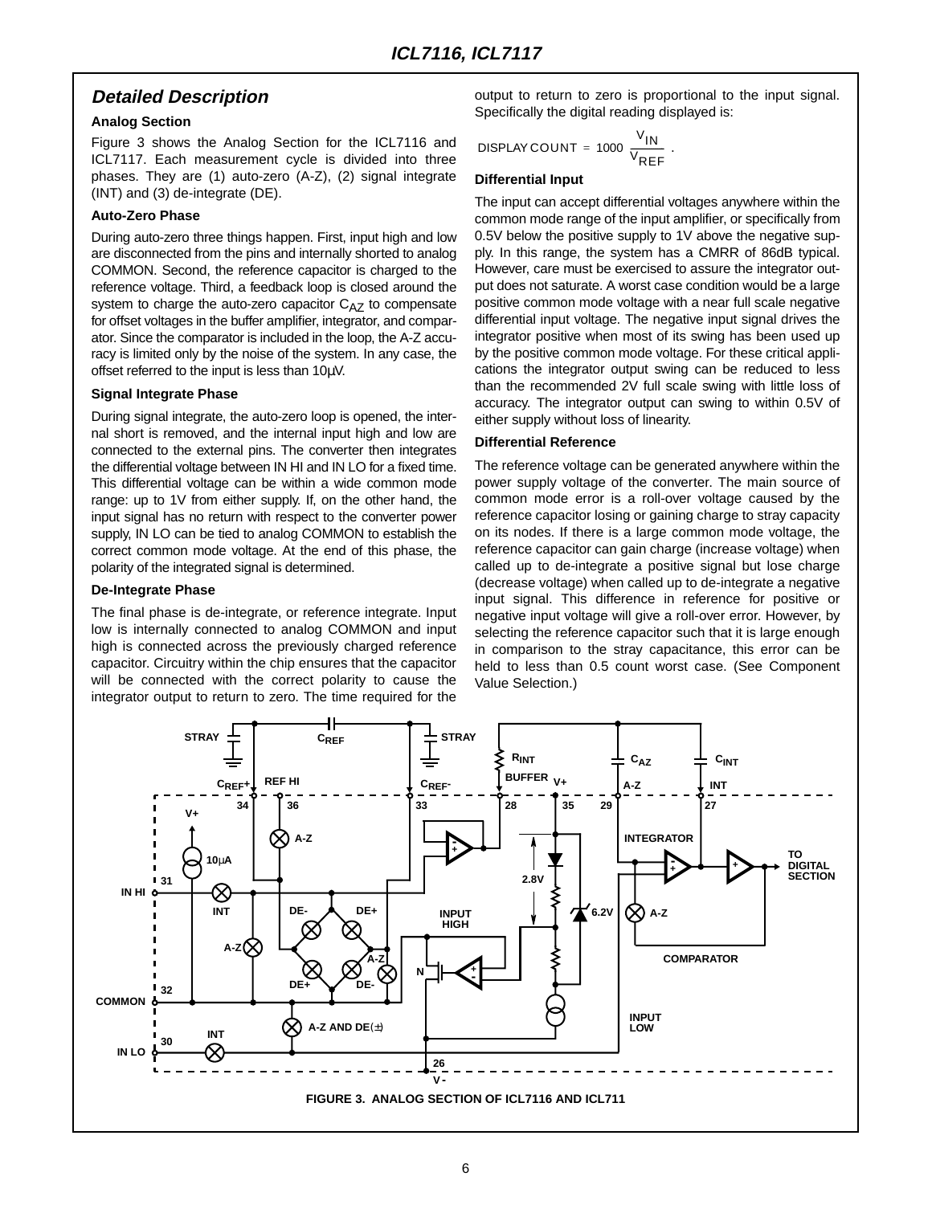## Detailed Description

### Analog Section

Figure 3 shows the Analog Section for the ICL7116 and ICL7117. Each measurement cycle is divided into three phases. They are (1) auto-zero (A-Z), (2) signal integrate (INT) and (3) de-integrate (DE).

### Auto-Zero Phase

During auto-zero three things happen. First, input high and low are disconnected from the pins and internally shorted to analog COMMON. Second, the reference capacitor is charged to the reference voltage. Third, a feedback loop is closed around the system to charge the auto-zero capacitor $C_{AZ}$ to compensate for offset voltages in the buffer amplifier, integrator, and comparator. Since the comparator is included in the loop, the A-Z accuracy is limited only by the noise of the system. In any case, the offset referred to the input is less than 10µV.

### Signal Integrate Phase

During signal integrate, the auto-zero loop is opened, the internal short is removed, and the internal input high and low are connected to the external pins. The converter then integrates the differential voltage between IN HI and IN LO for a fixed time. This differential voltage can be within a wide common mode range: up to 1V from either supply. If, on the other hand, the input signal has no return with respect to the converter power supply, IN LO can be tied to analog COMMON to establish the correct common mode voltage. At the end of this phase, the polarity of the integrated signal is determined.

### De-Integrate Phase

The final phase is de-integrate, or reference integrate. Input low is internally connected to analog COMMON and input high is connected across the previously charged reference capacitor. Circuitry within the chip ensures that the capacitor will be connected with the correct polarity to cause the integrator output to return to zero. The time required for the output to return to zero is proportional to the input signal. Specifically the digital reading displayed is:

$$\text{DISPLAY COUNT} = 1000 \frac{V_{IN}}{V_{REF}}.$$

### Differential Input

The input can accept differential voltages anywhere within the common mode range of the input amplifier, or specifically from 0.5V below the positive supply to 1V above the negative supply. In this range, the system has a CMRR of 86dB typical. However, care must be exercised to assure the integrator output does not saturate. A worst case condition would be a large positive common mode voltage with a near full scale negative differential input voltage. The negative input signal drives the integrator positive when most of its swing has been used up by the positive common mode voltage. For these critical applications the integrator output swing can be reduced to less than the recommended 2V full scale swing with little loss of accuracy. The integrator output can swing to within 0.5V of either supply without loss of linearity.

### Differential Reference

The reference voltage can be generated anywhere within the power supply voltage of the converter. The main source of common mode error is a roll-over voltage caused by the reference capacitor losing or gaining charge to stray capacity on its nodes. If there is a large common mode voltage, the reference capacitor can gain charge (increase voltage) when called up to de-integrate a positive signal but lose charge (decrease voltage) when called up to de-integrate a negative input signal. This difference in reference for positive or negative input voltage will give a roll-over error. However, by selecting the reference capacitor such that it is large enough in comparison to the stray capacitance, this error can be held to less than 0.5 count worst case. (See Component Value Selection.)

STRAY
$C_{REF}$
STRAY
$R_{INT}$
$C_{AZ}$
$C_{INT}$
$C_{REF}+$
REF HI
$C_{REF}-$
BUFFER
V+
A-Z
INT
34
36
33
28
35
29
27
V+
A-Z
INTEGRATOR
10µA
2.8V
TO DIGITAL SECTION
31
IN HI
INT
DE-
DE+
INPUT HIGH
6.2V
A-Z
A-Z
A-Z
COMPARATOR
N
DE+
DE-
32
COMMON
INPUT LOW
A-Z AND DE(±)
INT
30
IN LO
26
V-

FIGURE 3. ANALOG SECTION OF ICL7116 AND ICL711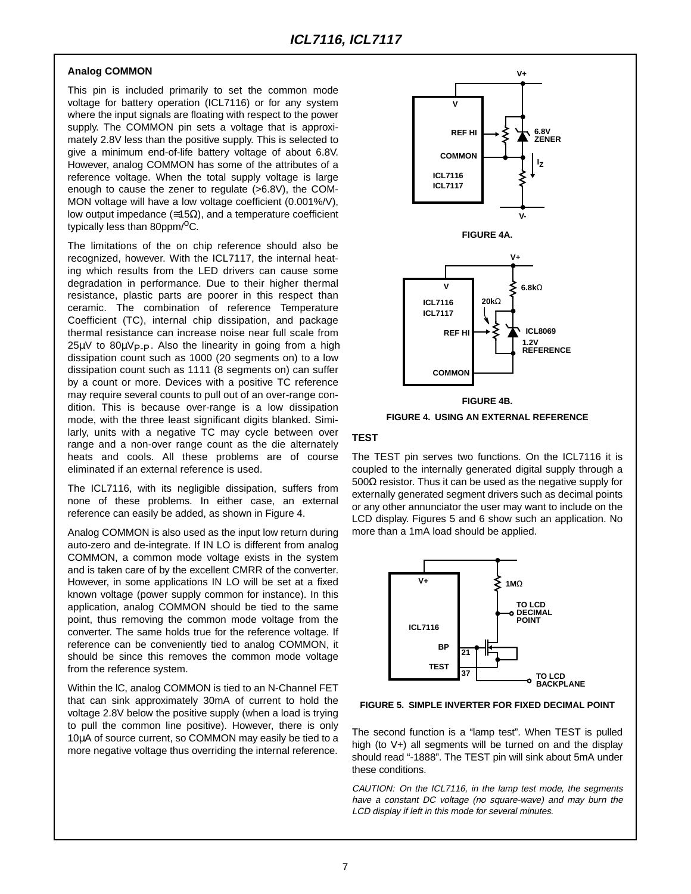### Analog COMMON

This pin is included primarily to set the common mode voltage for battery operation (ICL7116) or for any system where the input signals are floating with respect to the power supply. The COMMON pin sets a voltage that is approximately 2.8V less than the positive supply. This is selected to give a minimum end-of-life battery voltage of about 6.8V. However, analog COMMON has some of the attributes of a reference voltage. When the total supply voltage is large enough to cause the zener to regulate (>6.8V), the COMMON voltage will have a low voltage coefficient (0.001%/V), low output impedance (≅15Ω), and a temperature coefficient typically less than 80ppm/$^o$C.

The limitations of the on chip reference should also be recognized, however. With the ICL7117, the internal heating which results from the LED drivers can cause some degradation in performance. Due to their higher thermal resistance, plastic parts are poorer in this respect than ceramic. The combination of reference Temperature Coefficient (TC), internal chip dissipation, and package thermal resistance can increase noise near full scale from 25μV to 80μ$V_{P-P}$. Also the linearity in going from a high dissipation count such as 1000 (20 segments on) to a low dissipation count such as 1111 (8 segments on) can suffer by a count or more. Devices with a positive TC reference may require several counts to pull out of an over-range condition. This is because over-range is a low dissipation mode, with the three least significant digits blanked. Similarly, units with a negative TC may cycle between over range and a non-over range count as the die alternately heats and cools. All these problems are of course eliminated if an external reference is used.

The ICL7116, with its negligible dissipation, suffers from none of these problems. In either case, an external reference can easily be added, as shown in Figure 4.

Analog COMMON is also used as the input low return during auto-zero and de-integrate. If IN LO is different from analog COMMON, a common mode voltage exists in the system and is taken care of by the excellent CMRR of the converter. However, in some applications IN LO will be set at a fixed known voltage (power supply common for instance). In this application, analog COMMON should be tied to the same point, thus removing the common mode voltage from the converter. The same holds true for the reference voltage. If reference can be conveniently tied to analog COMMON, it should be since this removes the common mode voltage from the reference system.

Within the lC, analog COMMON is tied to an N-Channel FET that can sink approximately 30mA of current to hold the voltage 2.8V below the positive supply (when a load is trying to pull the common line positive). However, there is only 10μA of source current, so COMMON may easily be tied to a more negative voltage thus overriding the internal reference.

FIGURE 4A.

FIGURE 4B.

FIGURE 4. USING AN EXTERNAL REFERENCE

### TEST

The TEST pin serves two functions. On the ICL7116 it is coupled to the internally generated digital supply through a 500Ω resistor. Thus it can be used as the negative supply for externally generated segment drivers such as decimal points or any other annunciator the user may want to include on the LCD display. Figures 5 and 6 show such an application. No more than a 1mA load should be applied.

FIGURE 5. SIMPLE INVERTER FOR FIXED DECIMAL POINT

The second function is a "lamp test". When TEST is pulled high (to V+) all segments will be turned on and the display should read "-1888". The TEST pin will sink about 5mA under these conditions.

*CAUTION: On the ICL7116, in the lamp test mode, the segments have a constant DC voltage (no square-wave) and may burn the LCD display if left in this mode for several minutes.*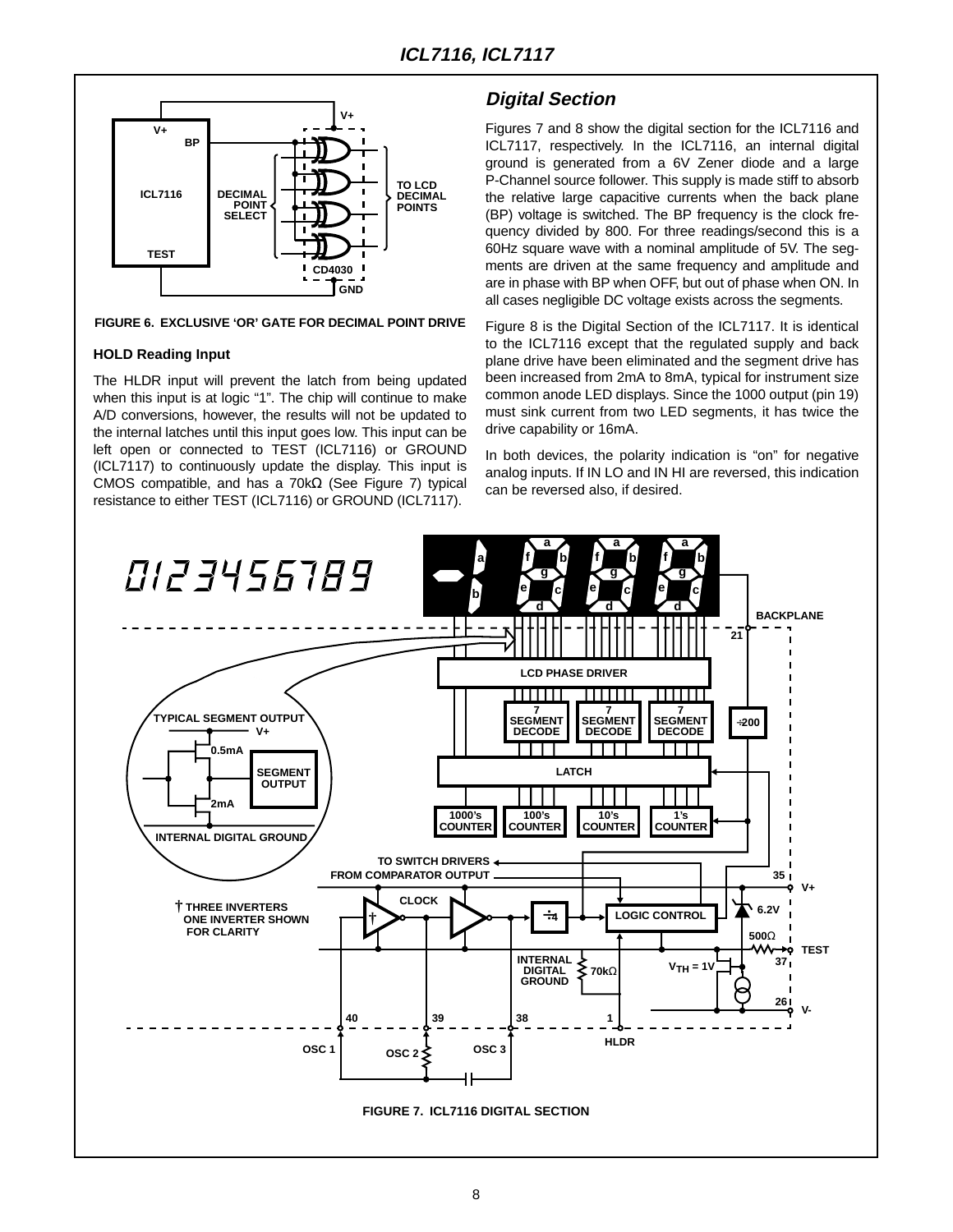FIGURE 6. EXCLUSIVE 'OR' GATE FOR DECIMAL POINT DRIVE

### HOLD Reading Input

The HLDR input will prevent the latch from being updated when this input is at logic "1". The chip will continue to make A/D conversions, however, the results will not be updated to the internal latches until this input goes low. This input can be left open or connected to TEST (ICL7116) or GROUND (ICL7117) to continuously update the display. This input is CMOS compatible, and has a 70kΩ (See Figure 7) typical resistance to either TEST (ICL7116) or GROUND (ICL7117).

## *Digital Section*

Figures 7 and 8 show the digital section for the ICL7116 and ICL7117, respectively. In the ICL7116, an internal digital ground is generated from a 6V Zener diode and a large P-Channel source follower. This supply is made stiff to absorb the relative large capacitive currents when the back plane (BP) voltage is switched. The BP frequency is the clock frequency divided by 800. For three readings/second this is a 60Hz square wave with a nominal amplitude of 5V. The segments are driven at the same frequency and amplitude and are in phase with BP when OFF, but out of phase when ON. In all cases negligible DC voltage exists across the segments.

Figure 8 is the Digital Section of the ICL7117. It is identical to the ICL7116 except that the regulated supply and back plane drive have been eliminated and the segment drive has been increased from 2mA to 8mA, typical for instrument size common anode LED displays. Since the 1000 output (pin 19) must sink current from two LED segments, it has twice the drive capability or 16mA.

In both devices, the polarity indication is "on" for negative analog inputs. If IN LO and IN HI are reversed, this indication can be reversed also, if desired.

FIGURE 7. ICL7116 DIGITAL SECTION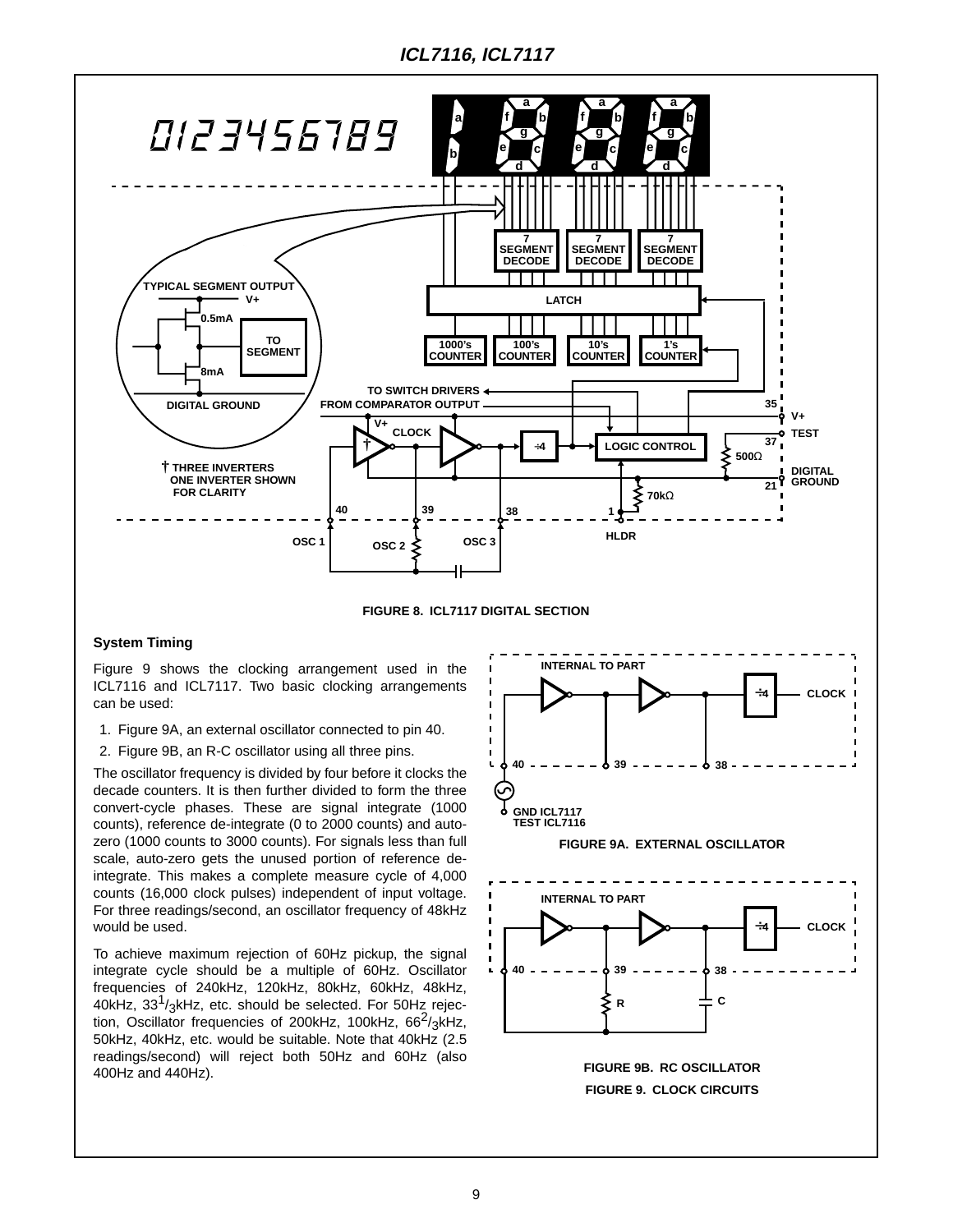FIGURE 8. ICL7117 DIGITAL SECTION

### System Timing

Figure 9 shows the clocking arrangement used in the ICL7116 and ICL7117. Two basic clocking arrangements can be used:

1. Figure 9A, an external oscillator connected to pin 40.
2. Figure 9B, an R-C oscillator using all three pins.

The oscillator frequency is divided by four before it clocks the decade counters. It is then further divided to form the three convert-cycle phases. These are signal integrate (1000 counts), reference de-integrate (0 to 2000 counts) and auto-zero (1000 counts to 3000 counts). For signals less than full scale, auto-zero gets the unused portion of reference de-integrate. This makes a complete measure cycle of 4,000 counts (16,000 clock pulses) independent of input voltage. For three readings/second, an oscillator frequency of 48kHz would be used.

To achieve maximum rejection of 60Hz pickup, the signal integrate cycle should be a multiple of 60Hz. Oscillator frequencies of 240kHz, 120kHz, 80kHz, 60kHz, 48kHz, 40kHz, $33^1/_3$kHz, etc. should be selected. For 50Hz rejection, Oscillator frequencies of 200kHz, 100kHz, $66^2/_3$kHz, 50kHz, 40kHz, etc. would be suitable. Note that 40kHz (2.5 readings/second) will reject both 50Hz and 60Hz (also 400Hz and 440Hz).

FIGURE 9A. EXTERNAL OSCILLATOR

FIGURE 9B. RC OSCILLATOR

FIGURE 9. CLOCK CIRCUITS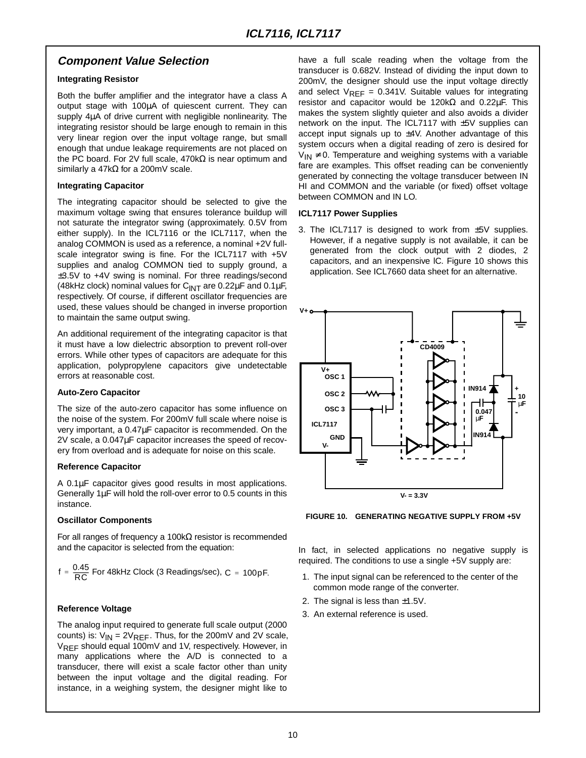## Component Value Selection

### Integrating Resistor

Both the buffer amplifier and the integrator have a class A output stage with 100μA of quiescent current. They can supply 4μA of drive current with negligible nonlinearity. The integrating resistor should be large enough to remain in this very linear region over the input voltage range, but small enough that undue leakage requirements are not placed on the PC board. For 2V full scale, 470kΩ is near optimum and similarly a 47kΩ for a 200mV scale.

### Integrating Capacitor

The integrating capacitor should be selected to give the maximum voltage swing that ensures tolerance buildup will not saturate the integrator swing (approximately. 0.5V from either supply). In the ICL7116 or the ICL7117, when the analog COMMON is used as a reference, a nominal +2V full-scale integrator swing is fine. For the ICL7117 with +5V supplies and analog COMMON tied to supply ground, a ±3.5V to +4V swing is nominal. For three readings/second (48kHz clock) nominal values for $C_{INT}$ are 0.22μF and 0.1μF, respectively. Of course, if different oscillator frequencies are used, these values should be changed in inverse proportion to maintain the same output swing.

An additional requirement of the integrating capacitor is that it must have a low dielectric absorption to prevent roll-over errors. While other types of capacitors are adequate for this application, polypropylene capacitors give undetectable errors at reasonable cost.

### Auto-Zero Capacitor

The size of the auto-zero capacitor has some influence on the noise of the system. For 200mV full scale where noise is very important, a 0.47μF capacitor is recommended. On the 2V scale, a 0.047μF capacitor increases the speed of recovery from overload and is adequate for noise on this scale.

### Reference Capacitor

A 0.1μF capacitor gives good results in most applications. Generally 1μF will hold the roll-over error to 0.5 counts in this instance.

### Oscillator Components

For all ranges of frequency a 100kΩ resistor is recommended and the capacitor is selected from the equation:

$$f = \frac{0.45}{RC} \text{ For 48kHz Clock (3 Readings/sec), } C = 100\text{pF}.$$

### Reference Voltage

The analog input required to generate full scale output (2000 counts) is: $V_{IN} = 2V_{REF}$. Thus, for the 200mV and 2V scale, $V_{REF}$ should equal 100mV and 1V, respectively. However, in many applications where the A/D is connected to a transducer, there will exist a scale factor other than unity between the input voltage and the digital reading. For instance, in a weighing system, the designer might like to have a full scale reading when the voltage from the transducer is 0.682V. Instead of dividing the input down to 200mV, the designer should use the input voltage directly and select $V_{REF}$ = 0.341V. Suitable values for integrating resistor and capacitor would be 120kΩ and 0.22μF. This makes the system slightly quieter and also avoids a divider network on the input. The ICL7117 with ±5V supplies can accept input signals up to ±4V. Another advantage of this system occurs when a digital reading of zero is desired for $V_{IN} \neq 0$. Temperature and weighing systems with a variable fare are examples. This offset reading can be conveniently generated by connecting the voltage transducer between IN HI and COMMON and the variable (or fixed) offset voltage between COMMON and IN LO.

### ICL7117 Power Supplies

3. The ICL7117 is designed to work from ±5V supplies. However, if a negative supply is not available, it can be generated from the clock output with 2 diodes, 2 capacitors, and an inexpensive IC. Figure 10 shows this application. See ICL7660 data sheet for an alternative.

FIGURE 10. GENERATING NEGATIVE SUPPLY FROM +5V

In fact, in selected applications no negative supply is required. The conditions to use a single +5V supply are:

1. The input signal can be referenced to the center of the common mode range of the converter.
2. The signal is less than ±1.5V.
3. An external reference is used.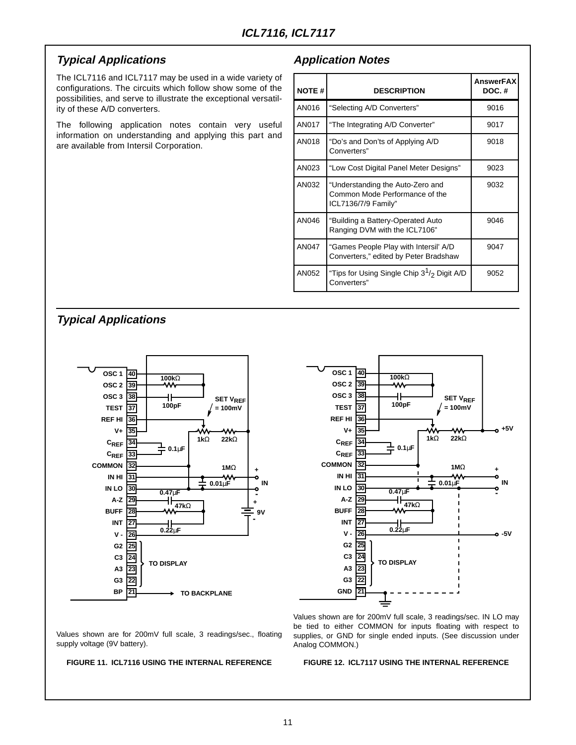## Typical Applications

The ICL7116 and ICL7117 may be used in a wide variety of configurations. The circuits which follow show some of the possibilities, and serve to illustrate the exceptional versatility of these A/D converters.

The following application notes contain very useful information on understanding and applying this part and are available from Intersil Corporation.

## Application Notes

| NOTE # | DESCRIPTION | AnswerFAX DOC. # |
|---|---|---|
| AN016 | "Selecting A/D Converters" | 9016 |
| AN017 | "The Integrating A/D Converter" | 9017 |
| AN018 | "Do's and Don'ts of Applying A/D Converters" | 9018 |
| AN023 | "Low Cost Digital Panel Meter Designs" | 9023 |
| AN032 | "Understanding the Auto-Zero and Common Mode Performance of the ICL7136/7/9 Family" | 9032 |
| AN046 | "Building a Battery-Operated Auto Ranging DVM with the ICL7106" | 9046 |
| AN047 | "Games People Play with Intersil' A/D Converters," edited by Peter Bradshaw | 9047 |
| AN052 | "Tips for Using Single Chip $3^1/_2$ Digit A/D Converters" | 9052 |

## Typical Applications

Values shown are for 200mV full scale, 3 readings/sec., floating supply voltage (9V battery).

**FIGURE 11. ICL7116 USING THE INTERNAL REFERENCE**

Values shown are for 200mV full scale, 3 readings/sec. IN LO may be tied to either COMMON for inputs floating with respect to supplies, or GND for single ended inputs. (See discussion under Analog COMMON.)

**FIGURE 12. ICL7117 USING THE INTERNAL REFERENCE**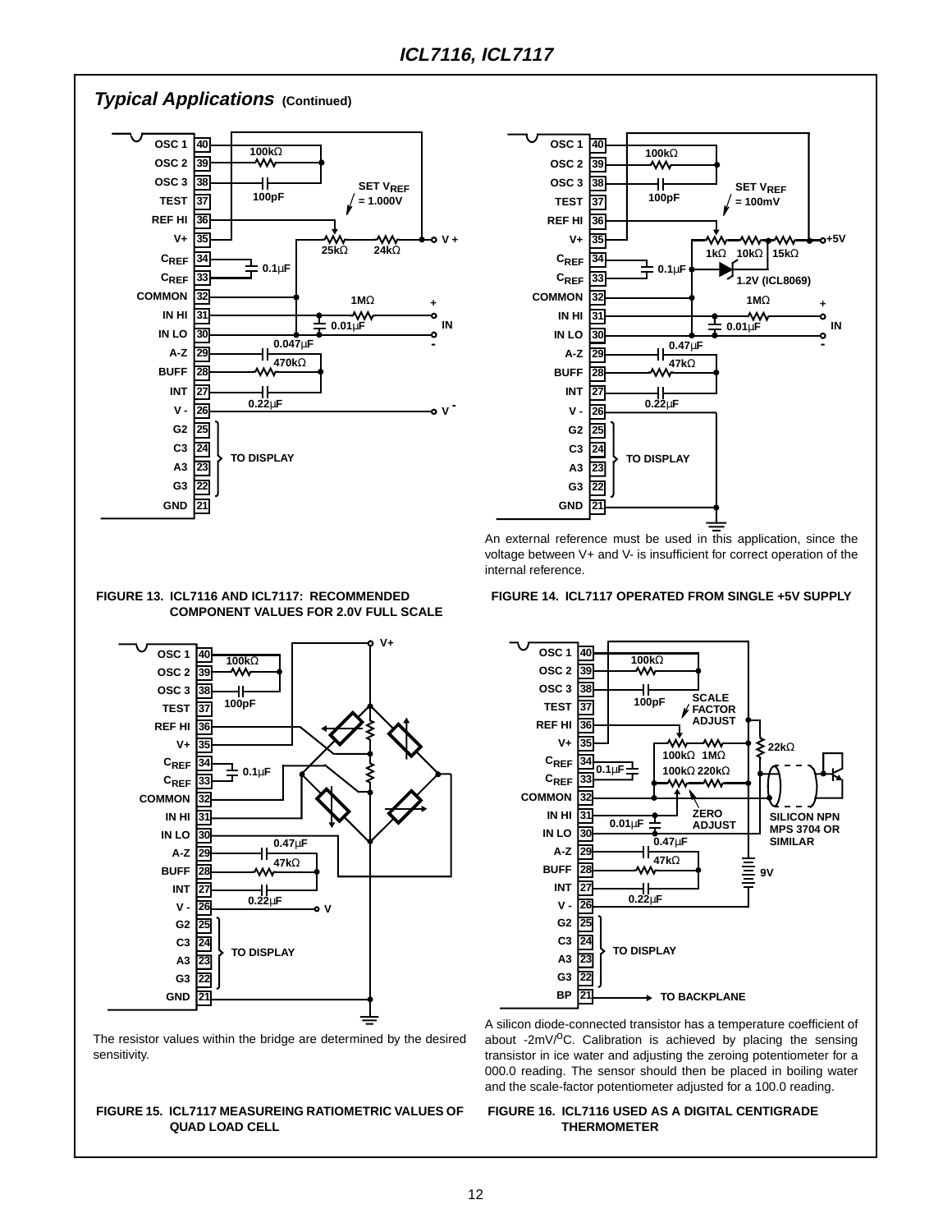## *Typical Applications* (Continued)

An external reference must be used in this application, since the voltage between V+ and V- is insufficient for correct operation of the internal reference.

FIGURE 13. ICL7116 AND ICL7117: RECOMMENDED COMPONENT VALUES FOR 2.0V FULL SCALE

FIGURE 14. ICL7117 OPERATED FROM SINGLE +5V SUPPLY

The resistor values within the bridge are determined by the desired sensitivity.

FIGURE 15. ICL7117 MEASUREING RATIOMETRIC VALUES OF QUAD LOAD CELL

A silicon diode-connected transistor has a temperature coefficient of about -2mV/$^o$C. Calibration is achieved by placing the sensing transistor in ice water and adjusting the zeroing potentiometer for a 000.0 reading. The sensor should then be placed in boiling water and the scale-factor potentiometer adjusted for a 100.0 reading.

FIGURE 16. ICL7116 USED AS A DIGITAL CENTIGRADE THERMOMETER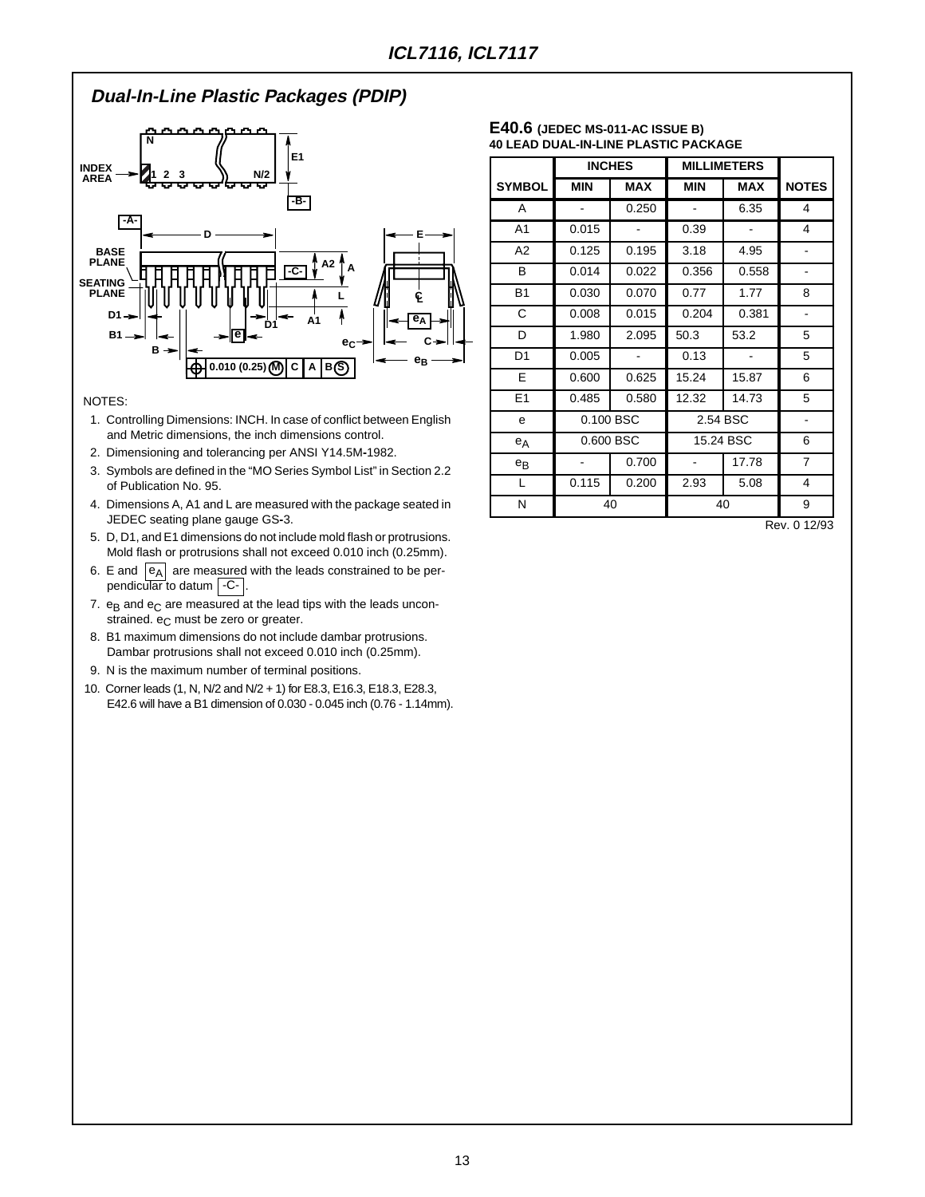## Dual-In-Line Plastic Packages (PDIP)

**E40.6** (JEDEC MS-011-AC ISSUE B)
**40 LEAD DUAL-IN-LINE PLASTIC PACKAGE**

| SYMBOL | INCHES | | MILLIMETERS | | NOTES |
|---|---|---|---|---|---|
| | MIN | MAX | MIN | MAX | |
| A | - | 0.250 | - | 6.35 | 4 |
| A1 | 0.015 | - | 0.39 | - | 4 |
| A2 | 0.125 | 0.195 | 3.18 | 4.95 | - |
| B | 0.014 | 0.022 | 0.356 | 0.558 | - |
| B1 | 0.030 | 0.070 | 0.77 | 1.77 | 8 |
| C | 0.008 | 0.015 | 0.204 | 0.381 | - |
| D | 1.980 | 2.095 | 50.3 | 53.2 | 5 |
| D1 | 0.005 | - | 0.13 | - | 5 |
| E | 0.600 | 0.625 | 15.24 | 15.87 | 6 |
| E1 | 0.485 | 0.580 | 12.32 | 14.73 | 5 |
| e | 0.100 BSC | | 2.54 BSC | | - |
| $e_A$ | 0.600 BSC | | 15.24 BSC | | 6 |
| $e_B$ | - | 0.700 | - | 17.78 | 7 |
| L | 0.115 | 0.200 | 2.93 | 5.08 | 4 |
| N | 40 | | 40 | | 9 |

Rev. 0 12/93

NOTES:

1. Controlling Dimensions: INCH. In case of conflict between English and Metric dimensions, the inch dimensions control.
2. Dimensioning and tolerancing per ANSI Y14.5M-1982.
3. Symbols are defined in the "MO Series Symbol List" in Section 2.2 of Publication No. 95.
4. Dimensions A, A1 and L are measured with the package seated in JEDEC seating plane gauge GS-3.
5. D, D1, and E1 dimensions do not include mold flash or protrusions. Mold flash or protrusions shall not exceed 0.010 inch (0.25mm).
6. E and $e_A$ are measured with the leads constrained to be perpendicular to datum -C-.
7. $e_B$ and $e_C$ are measured at the lead tips with the leads unconstrained. $e_C$ must be zero or greater.
8. B1 maximum dimensions do not include dambar protrusions. Dambar protrusions shall not exceed 0.010 inch (0.25mm).
9. N is the maximum number of terminal positions.
10. Corner leads (1, N, N/2 and N/2 + 1) for E8.3, E16.3, E18.3, E28.3, E42.6 will have a B1 dimension of 0.030 - 0.045 inch (0.76 - 1.14mm).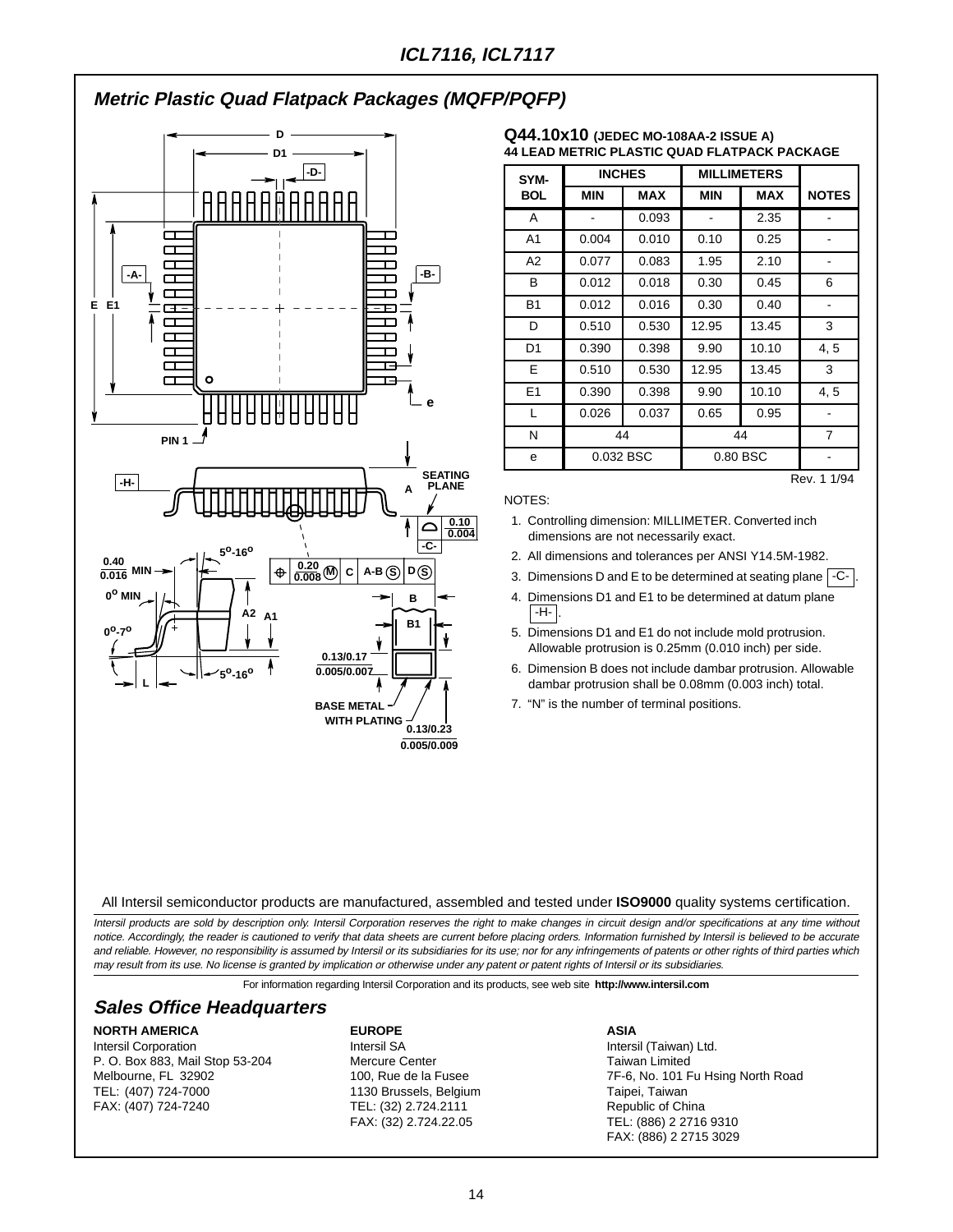## Metric Plastic Quad Flatpack Packages (MQFP/PQFP)

D
D1
-D-
-A-
-B-
E E1
e
PIN 1
-H-
SEATING PLANE
A
0.10
0.004
-C-
5°-16°
0.40
0.016 MIN
0° MIN
A2 A1
0°-7°
L
5°-16°
0.20
0.008 M C A-B S D S
B
B1
0.13/0.17
0.005/0.007
BASE METAL WITH PLATING
0.13/0.23
0.005/0.009

**Q44.10x10 (JEDEC MO-108AA-2 ISSUE A)**
**44 LEAD METRIC PLASTIC QUAD FLATPACK PACKAGE**

| SYMBOL | INCHES | | MILLIMETERS | | NOTES |
|---|---|---|---|---|---|
| | MIN | MAX | MIN | MAX | |
| A | - | 0.093 | - | 2.35 | - |
| A1 | 0.004 | 0.010 | 0.10 | 0.25 | - |
| A2 | 0.077 | 0.083 | 1.95 | 2.10 | - |
| B | 0.012 | 0.018 | 0.30 | 0.45 | 6 |
| B1 | 0.012 | 0.016 | 0.30 | 0.40 | - |
| D | 0.510 | 0.530 | 12.95 | 13.45 | 3 |
| D1 | 0.390 | 0.398 | 9.90 | 10.10 | 4, 5 |
| E | 0.510 | 0.530 | 12.95 | 13.45 | 3 |
| E1 | 0.390 | 0.398 | 9.90 | 10.10 | 4, 5 |
| L | 0.026 | 0.037 | 0.65 | 0.95 | - |
| N | 44 | | 44 | | 7 |
| e | 0.032 BSC | | 0.80 BSC | | - |

Rev. 1 1/94

NOTES:

1. Controlling dimension: MILLIMETER. Converted inch dimensions are not necessarily exact.
2. All dimensions and tolerances per ANSI Y14.5M-1982.
3. Dimensions D and E to be determined at seating plane -C- .
4. Dimensions D1 and E1 to be determined at datum plane -H- .
5. Dimensions D1 and E1 do not include mold protrusion. Allowable protrusion is 0.25mm (0.010 inch) per side.
6. Dimension B does not include dambar protrusion. Allowable dambar protrusion shall be 0.08mm (0.003 inch) total.
7. "N" is the number of terminal positions.

All Intersil semiconductor products are manufactured, assembled and tested under **ISO9000** quality systems certification.

*Intersil products are sold by description only. Intersil Corporation reserves the right to make changes in circuit design and/or specifications at any time without notice. Accordingly, the reader is cautioned to verify that data sheets are current before placing orders. Information furnished by Intersil is believed to be accurate and reliable. However, no responsibility is assumed by Intersil or its subsidiaries for its use; nor for any infringements of patents or other rights of third parties which may result from its use. No license is granted by implication or otherwise under any patent or patent rights of Intersil or its subsidiaries.*

For information regarding Intersil Corporation and its products, see web site **http://www.intersil.com**

## Sales Office Headquarters

**NORTH AMERICA**
Intersil Corporation
P. O. Box 883, Mail Stop 53-204
Melbourne, FL 32902
TEL: (407) 724-7000
FAX: (407) 724-7240

**EUROPE**
Intersil SA
Mercure Center
100, Rue de la Fusee
1130 Brussels, Belgium
TEL: (32) 2.724.2111
FAX: (32) 2.724.22.05

**ASIA**
Intersil (Taiwan) Ltd.
Taiwan Limited
7F-6, No. 101 Fu Hsing North Road
Taipei, Taiwan
Republic of China
TEL: (886) 2 2716 9310
FAX: (886) 2 2715 3029